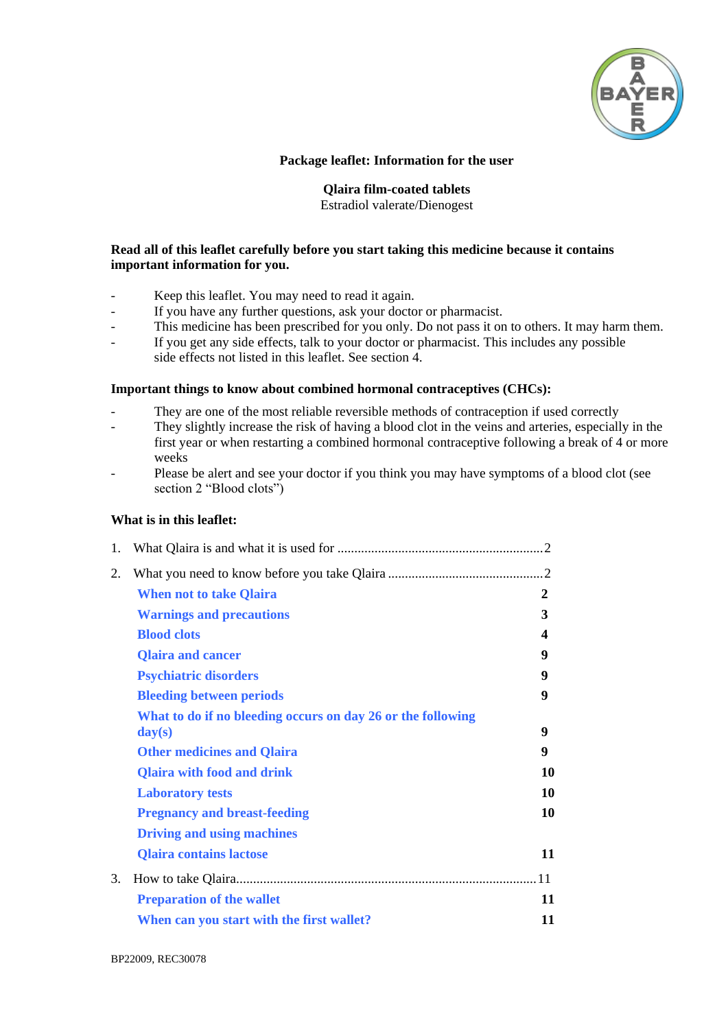**Package leaflet: Information for the user**

**Qlaira film-coated tablets**
Estradiol valerate/Dienogest

**Read all of this leaflet carefully before you start taking this medicine because it contains important information for you.**

- Keep this leaflet. You may need to read it again.
- If you have any further questions, ask your doctor or pharmacist.
- This medicine has been prescribed for you only. Do not pass it on to others. It may harm them.
- If you get any side effects, talk to your doctor or pharmacist. This includes any possible side effects not listed in this leaflet. See section 4.

**Important things to know about combined hormonal contraceptives (CHCs):**

- They are one of the most reliable reversible methods of contraception if used correctly
- They slightly increase the risk of having a blood clot in the veins and arteries, especially in the first year or when restarting a combined hormonal contraceptive following a break of 4 or more weeks
- Please be alert and see your doctor if you think you may have symptoms of a blood clot (see section 2 "Blood clots")

**What is in this leaflet:**

1. What Qlaira is and what it is used for ............................................................2
2. What you need to know before you take Qlaira ..............................................2
   - **When not to take Qlaira** 2
   - **Warnings and precautions** 3
   - **Blood clots** 4
   - **Qlaira and cancer** 9
   - **Psychiatric disorders** 9
   - **Bleeding between periods** 9
   - **What to do if no bleeding occurs on day 26 or the following day(s)** 9
   - **Other medicines and Qlaira** 9
   - **Qlaira with food and drink** 10
   - **Laboratory tests** 10
   - **Pregnancy and breast-feeding** 10
   - **Driving and using machines**
   - **Qlaira contains lactose** 11
3. How to take Qlaira.........................................................................................11
   - **Preparation of the wallet** 11
   - **When can you start with the first wallet?** 11

BP22009, REC30078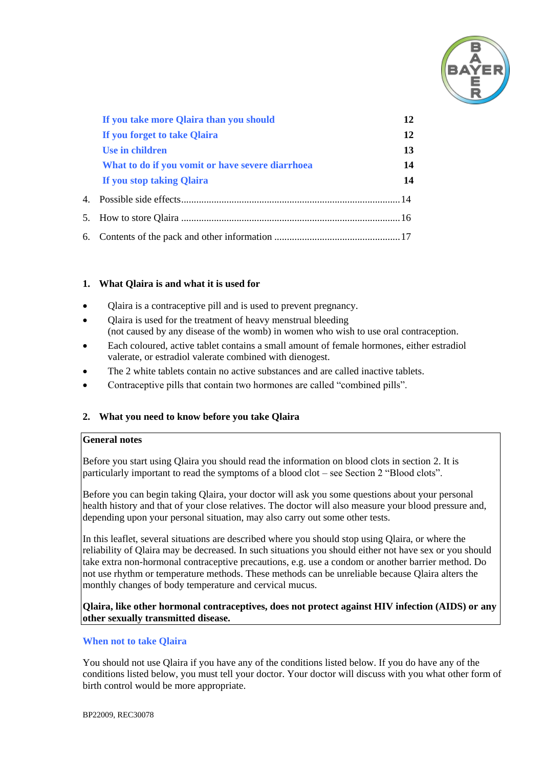| | |
|---|---|
| If you take more Qlaira than you should | 12 |
| If you forget to take Qlaira | 12 |
| Use in children | 13 |
| What to do if you vomit or have severe diarrhoea | 14 |
| If you stop taking Qlaira | 14 |

4. Possible side effects......................................................................................14
5. How to store Qlaira ......................................................................................16
6. Contents of the pack and other information ..................................................17

## 1. What Qlaira is and what it is used for

- Qlaira is a contraceptive pill and is used to prevent pregnancy.
- Qlaira is used for the treatment of heavy menstrual bleeding (not caused by any disease of the womb) in women who wish to use oral contraception.
- Each coloured, active tablet contains a small amount of female hormones, either estradiol valerate, or estradiol valerate combined with dienogest.
- The 2 white tablets contain no active substances and are called inactive tablets.
- Contraceptive pills that contain two hormones are called "combined pills".

## 2. What you need to know before you take Qlaira

**General notes**

Before you start using Qlaira you should read the information on blood clots in section 2. It is particularly important to read the symptoms of a blood clot – see Section 2 "Blood clots".

Before you can begin taking Qlaira, your doctor will ask you some questions about your personal health history and that of your close relatives. The doctor will also measure your blood pressure and, depending upon your personal situation, may also carry out some other tests.

In this leaflet, several situations are described where you should stop using Qlaira, or where the reliability of Qlaira may be decreased. In such situations you should either not have sex or you should take extra non-hormonal contraceptive precautions, e.g. use a condom or another barrier method. Do not use rhythm or temperature methods. These methods can be unreliable because Qlaira alters the monthly changes of body temperature and cervical mucus.

**Qlaira, like other hormonal contraceptives, does not protect against HIV infection (AIDS) or any other sexually transmitted disease.**

### When not to take Qlaira

You should not use Qlaira if you have any of the conditions listed below. If you do have any of the conditions listed below, you must tell your doctor. Your doctor will discuss with you what other form of birth control would be more appropriate.

BP22009, REC30078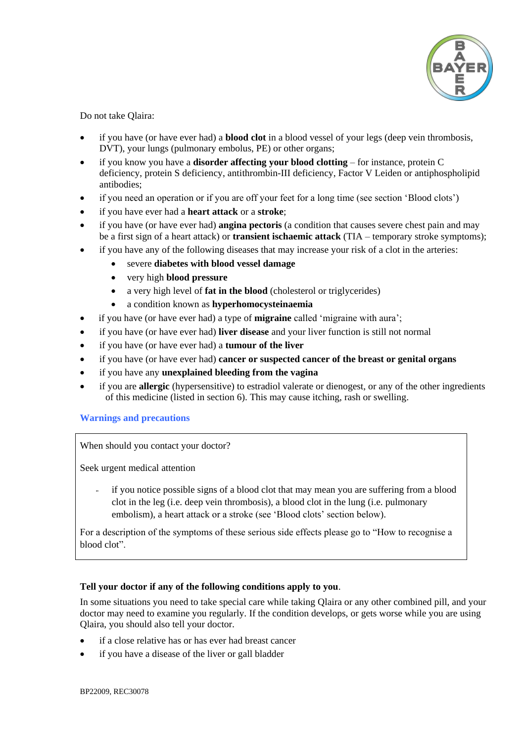Do not take Qlaira:

- if you have (or have ever had) a **blood clot** in a blood vessel of your legs (deep vein thrombosis, DVT), your lungs (pulmonary embolus, PE) or other organs;
- if you know you have a **disorder affecting your blood clotting** – for instance, protein C deficiency, protein S deficiency, antithrombin-III deficiency, Factor V Leiden or antiphospholipid antibodies;
- if you need an operation or if you are off your feet for a long time (see section 'Blood clots')
- if you have ever had a **heart attack** or a **stroke**;
- if you have (or have ever had) **angina pectoris** (a condition that causes severe chest pain and may be a first sign of a heart attack) or **transient ischaemic attack** (TIA – temporary stroke symptoms);
- if you have any of the following diseases that may increase your risk of a clot in the arteries:
  - severe **diabetes with blood vessel damage**
  - very high **blood pressure**
  - a very high level of **fat in the blood** (cholesterol or triglycerides)
  - a condition known as **hyperhomocysteinaemia**
- if you have (or have ever had) a type of **migraine** called 'migraine with aura';
- if you have (or have ever had) **liver disease** and your liver function is still not normal
- if you have (or have ever had) a **tumour of the liver**
- if you have (or have ever had) **cancer or suspected cancer of the breast or genital organs**
- if you have any **unexplained bleeding from the vagina**
- if you are **allergic** (hypersensitive) to estradiol valerate or dienogest, or any of the other ingredients of this medicine (listed in section 6). This may cause itching, rash or swelling.

## Warnings and precautions

When should you contact your doctor?

Seek urgent medical attention

- if you notice possible signs of a blood clot that may mean you are suffering from a blood clot in the leg (i.e. deep vein thrombosis), a blood clot in the lung (i.e. pulmonary embolism), a heart attack or a stroke (see 'Blood clots' section below).

For a description of the symptoms of these serious side effects please go to "How to recognise a blood clot".

**Tell your doctor if any of the following conditions apply to you**.

In some situations you need to take special care while taking Qlaira or any other combined pill, and your doctor may need to examine you regularly. If the condition develops, or gets worse while you are using Qlaira, you should also tell your doctor.

- if a close relative has or has ever had breast cancer
- if you have a disease of the liver or gall bladder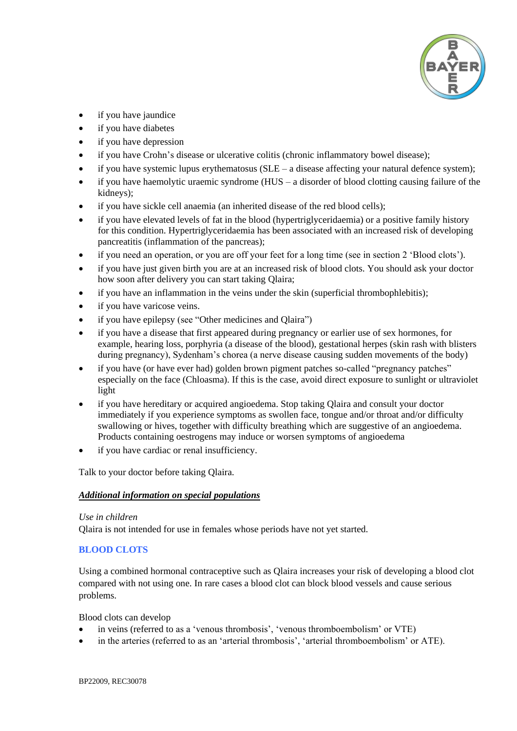- if you have jaundice
- if you have diabetes
- if you have depression
- if you have Crohn's disease or ulcerative colitis (chronic inflammatory bowel disease);
- if you have systemic lupus erythematosus (SLE – a disease affecting your natural defence system);
- if you have haemolytic uraemic syndrome (HUS – a disorder of blood clotting causing failure of the kidneys);
- if you have sickle cell anaemia (an inherited disease of the red blood cells);
- if you have elevated levels of fat in the blood (hypertriglyceridaemia) or a positive family history for this condition. Hypertriglyceridaemia has been associated with an increased risk of developing pancreatitis (inflammation of the pancreas);
- if you need an operation, or you are off your feet for a long time (see in section 2 'Blood clots').
- if you have just given birth you are at an increased risk of blood clots. You should ask your doctor how soon after delivery you can start taking Qlaira;
- if you have an inflammation in the veins under the skin (superficial thrombophlebitis);
- if you have varicose veins.
- if you have epilepsy (see "Other medicines and Qlaira")
- if you have a disease that first appeared during pregnancy or earlier use of sex hormones, for example, hearing loss, porphyria (a disease of the blood), gestational herpes (skin rash with blisters during pregnancy), Sydenham's chorea (a nerve disease causing sudden movements of the body)
- if you have (or have ever had) golden brown pigment patches so-called "pregnancy patches" especially on the face (Chloasma). If this is the case, avoid direct exposure to sunlight or ultraviolet light
- if you have hereditary or acquired angioedema. Stop taking Qlaira and consult your doctor immediately if you experience symptoms as swollen face, tongue and/or throat and/or difficulty swallowing or hives, together with difficulty breathing which are suggestive of an angioedema. Products containing oestrogens may induce or worsen symptoms of angioedema
- if you have cardiac or renal insufficiency.

Talk to your doctor before taking Qlaira.

***Additional information on special populations***

*Use in children*

Qlaira is not intended for use in females whose periods have not yet started.

### BLOOD CLOTS

Using a combined hormonal contraceptive such as Qlaira increases your risk of developing a blood clot compared with not using one. In rare cases a blood clot can block blood vessels and cause serious problems.

Blood clots can develop

- in veins (referred to as a 'venous thrombosis', 'venous thromboembolism' or VTE)
- in the arteries (referred to as an 'arterial thrombosis', 'arterial thromboembolism' or ATE).

BP22009, REC30078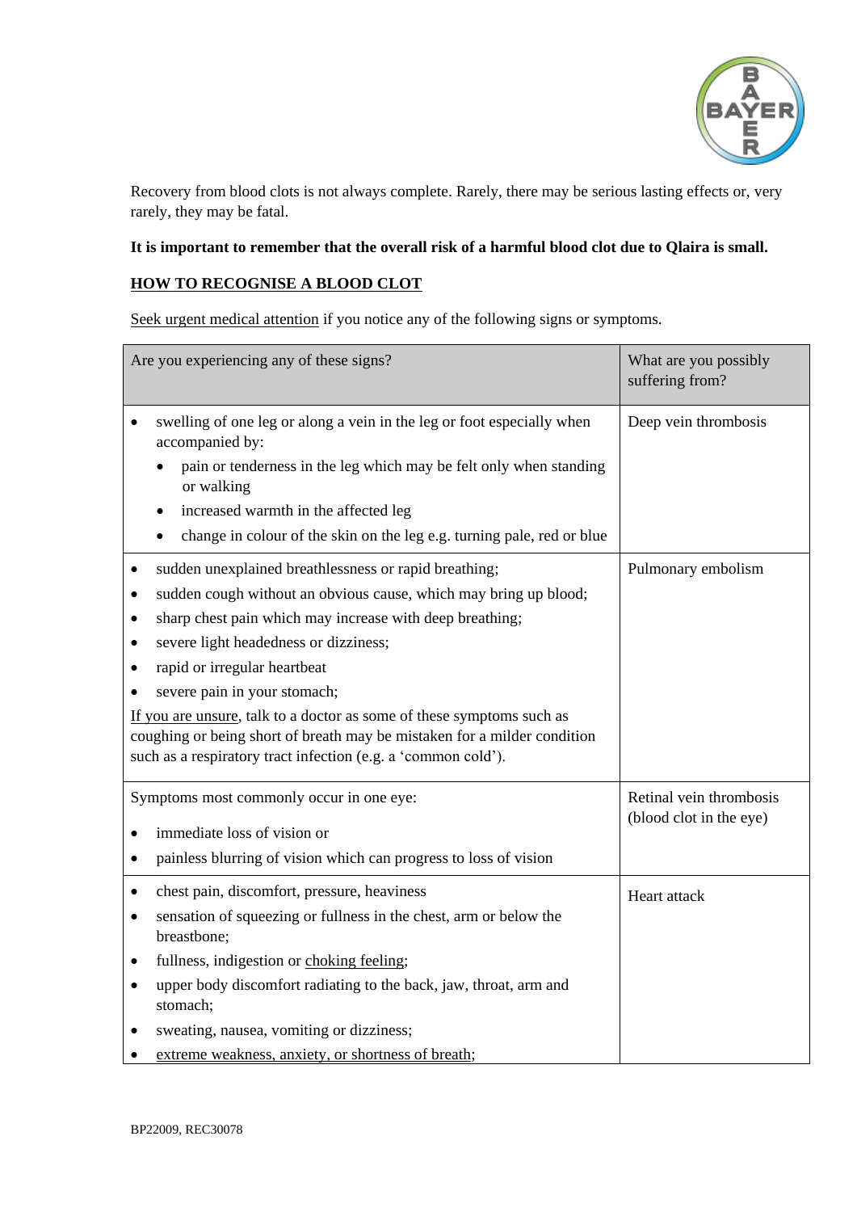Recovery from blood clots is not always complete. Rarely, there may be serious lasting effects or, very rarely, they may be fatal.

**It is important to remember that the overall risk of a harmful blood clot due to Qlaira is small.**

## HOW TO RECOGNISE A BLOOD CLOT

Seek urgent medical attention if you notice any of the following signs or symptoms.

| Are you experiencing any of these signs? | What are you possibly suffering from? |
|---|---|
| • swelling of one leg or along a vein in the leg or foot especially when accompanied by:<br>  ◦ pain or tenderness in the leg which may be felt only when standing or walking<br>  ◦ increased warmth in the affected leg<br>  ◦ change in colour of the skin on the leg e.g. turning pale, red or blue | Deep vein thrombosis |
| • sudden unexplained breathlessness or rapid breathing;<br>• sudden cough without an obvious cause, which may bring up blood;<br>• sharp chest pain which may increase with deep breathing;<br>• severe light headedness or dizziness;<br>• rapid or irregular heartbeat<br>• severe pain in your stomach;<br>If you are unsure, talk to a doctor as some of these symptoms such as coughing or being short of breath may be mistaken for a milder condition such as a respiratory tract infection (e.g. a 'common cold'). | Pulmonary embolism |
| Symptoms most commonly occur in one eye:<br>• immediate loss of vision or<br>• painless blurring of vision which can progress to loss of vision | Retinal vein thrombosis (blood clot in the eye) |
| • chest pain, discomfort, pressure, heaviness<br>• sensation of squeezing or fullness in the chest, arm or below the breastbone;<br>• fullness, indigestion or choking feeling;<br>• upper body discomfort radiating to the back, jaw, throat, arm and stomach;<br>• sweating, nausea, vomiting or dizziness;<br>• extreme weakness, anxiety, or shortness of breath; | Heart attack |

BP22009, REC30078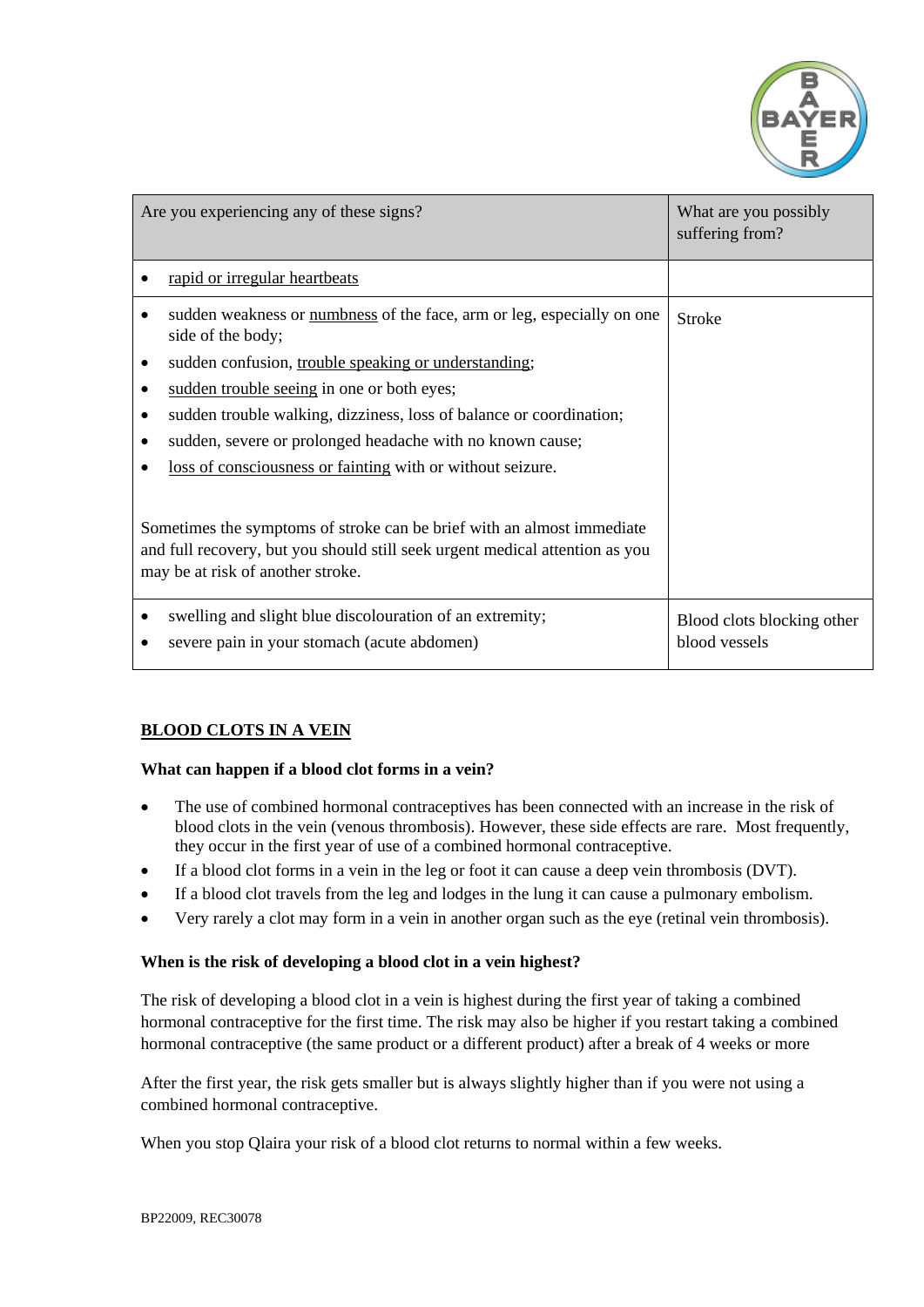| Are you experiencing any of these signs? | What are you possibly suffering from? |
|---|---|
| • rapid or irregular heartbeats | |
| • sudden weakness or numbness of the face, arm or leg, especially on one side of the body;<br>• sudden confusion, trouble speaking or understanding;<br>• sudden trouble seeing in one or both eyes;<br>• sudden trouble walking, dizziness, loss of balance or coordination;<br>• sudden, severe or prolonged headache with no known cause;<br>• loss of consciousness or fainting with or without seizure.<br><br>Sometimes the symptoms of stroke can be brief with an almost immediate and full recovery, but you should still seek urgent medical attention as you may be at risk of another stroke. | Stroke |
| • swelling and slight blue discolouration of an extremity;<br>• severe pain in your stomach (acute abdomen) | Blood clots blocking other blood vessels |

## BLOOD CLOTS IN A VEIN

**What can happen if a blood clot forms in a vein?**

- The use of combined hormonal contraceptives has been connected with an increase in the risk of blood clots in the vein (venous thrombosis). However, these side effects are rare. Most frequently, they occur in the first year of use of a combined hormonal contraceptive.
- If a blood clot forms in a vein in the leg or foot it can cause a deep vein thrombosis (DVT).
- If a blood clot travels from the leg and lodges in the lung it can cause a pulmonary embolism.
- Very rarely a clot may form in a vein in another organ such as the eye (retinal vein thrombosis).

**When is the risk of developing a blood clot in a vein highest?**

The risk of developing a blood clot in a vein is highest during the first year of taking a combined hormonal contraceptive for the first time. The risk may also be higher if you restart taking a combined hormonal contraceptive (the same product or a different product) after a break of 4 weeks or more

After the first year, the risk gets smaller but is always slightly higher than if you were not using a combined hormonal contraceptive.

When you stop Qlaira your risk of a blood clot returns to normal within a few weeks.

BP22009, REC30078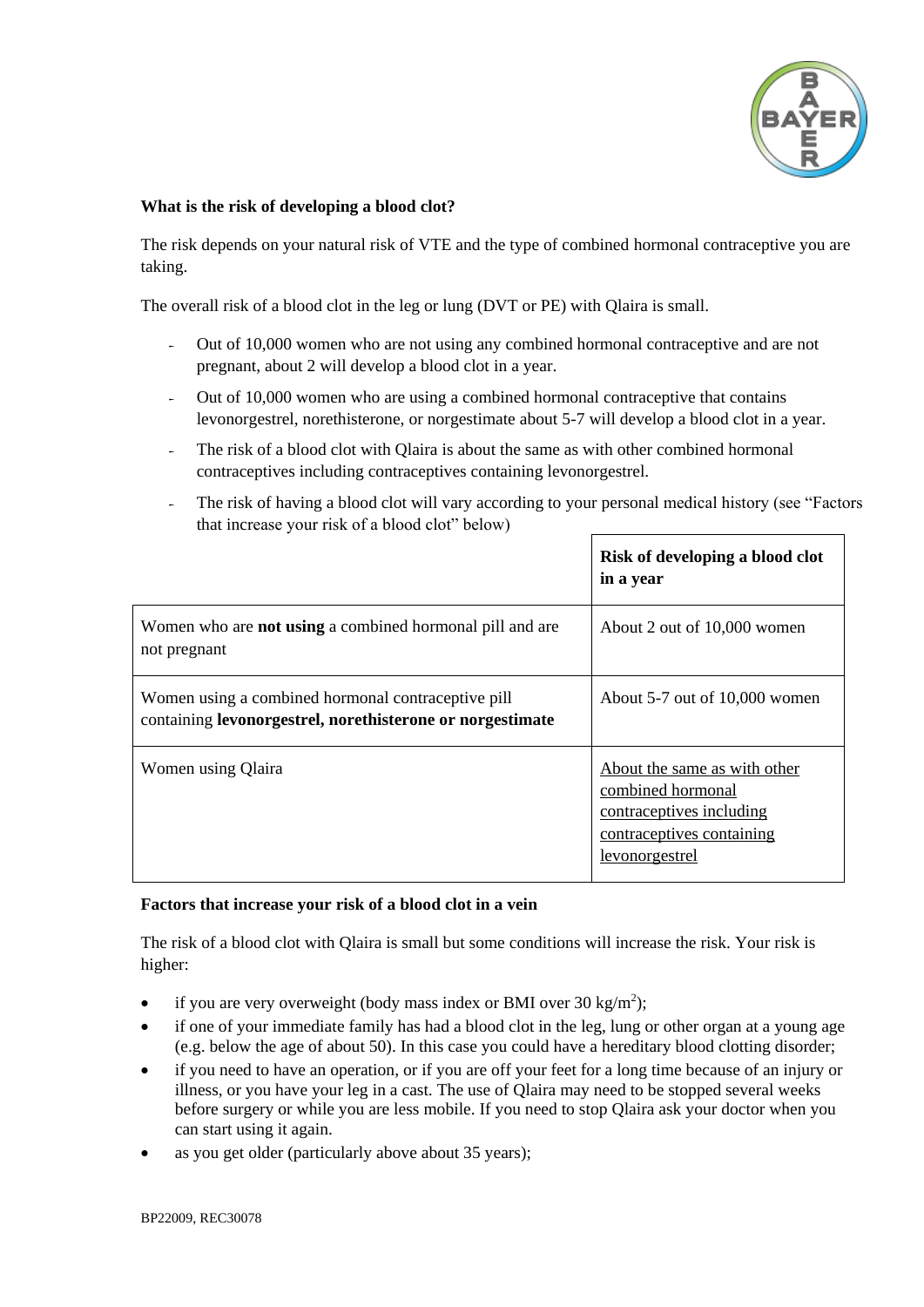**What is the risk of developing a blood clot?**

The risk depends on your natural risk of VTE and the type of combined hormonal contraceptive you are taking.

The overall risk of a blood clot in the leg or lung (DVT or PE) with Qlaira is small.

- Out of 10,000 women who are not using any combined hormonal contraceptive and are not pregnant, about 2 will develop a blood clot in a year.
- Out of 10,000 women who are using a combined hormonal contraceptive that contains levonorgestrel, norethisterone, or norgestimate about 5-7 will develop a blood clot in a year.
- The risk of a blood clot with Qlaira is about the same as with other combined hormonal contraceptives including contraceptives containing levonorgestrel.
- The risk of having a blood clot will vary according to your personal medical history (see "Factors that increase your risk of a blood clot" below)

| | **Risk of developing a blood clot in a year** |
|---|---|
| Women who are **not using** a combined hormonal pill and are not pregnant | About 2 out of 10,000 women |
| Women using a combined hormonal contraceptive pill containing **levonorgestrel, norethisterone or norgestimate** | About 5-7 out of 10,000 women |
| Women using Qlaira | <u>About the same as with other combined hormonal contraceptives including contraceptives containing levonorgestrel</u> |

**Factors that increase your risk of a blood clot in a vein**

The risk of a blood clot with Qlaira is small but some conditions will increase the risk. Your risk is higher:

- if you are very overweight (body mass index or BMI over 30 $kg/m^2$);
- if one of your immediate family has had a blood clot in the leg, lung or other organ at a young age (e.g. below the age of about 50). In this case you could have a hereditary blood clotting disorder;
- if you need to have an operation, or if you are off your feet for a long time because of an injury or illness, or you have your leg in a cast. The use of Qlaira may need to be stopped several weeks before surgery or while you are less mobile. If you need to stop Qlaira ask your doctor when you can start using it again.
- as you get older (particularly above about 35 years);

BP22009, REC30078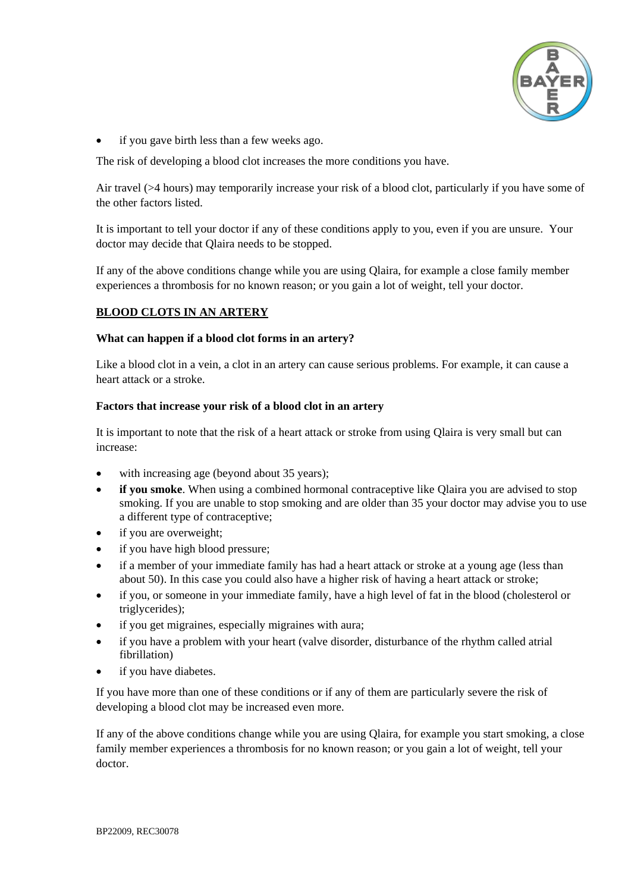- if you gave birth less than a few weeks ago.

The risk of developing a blood clot increases the more conditions you have.

Air travel (>4 hours) may temporarily increase your risk of a blood clot, particularly if you have some of the other factors listed.

It is important to tell your doctor if any of these conditions apply to you, even if you are unsure. Your doctor may decide that Qlaira needs to be stopped.

If any of the above conditions change while you are using Qlaira, for example a close family member experiences a thrombosis for no known reason; or you gain a lot of weight, tell your doctor.

## BLOOD CLOTS IN AN ARTERY

**What can happen if a blood clot forms in an artery?**

Like a blood clot in a vein, a clot in an artery can cause serious problems. For example, it can cause a heart attack or a stroke.

**Factors that increase your risk of a blood clot in an artery**

It is important to note that the risk of a heart attack or stroke from using Qlaira is very small but can increase:

- with increasing age (beyond about 35 years);
- **if you smoke**. When using a combined hormonal contraceptive like Qlaira you are advised to stop smoking. If you are unable to stop smoking and are older than 35 your doctor may advise you to use a different type of contraceptive;
- if you are overweight;
- if you have high blood pressure;
- if a member of your immediate family has had a heart attack or stroke at a young age (less than about 50). In this case you could also have a higher risk of having a heart attack or stroke;
- if you, or someone in your immediate family, have a high level of fat in the blood (cholesterol or triglycerides);
- if you get migraines, especially migraines with aura;
- if you have a problem with your heart (valve disorder, disturbance of the rhythm called atrial fibrillation)
- if you have diabetes.

If you have more than one of these conditions or if any of them are particularly severe the risk of developing a blood clot may be increased even more.

If any of the above conditions change while you are using Qlaira, for example you start smoking, a close family member experiences a thrombosis for no known reason; or you gain a lot of weight, tell your doctor.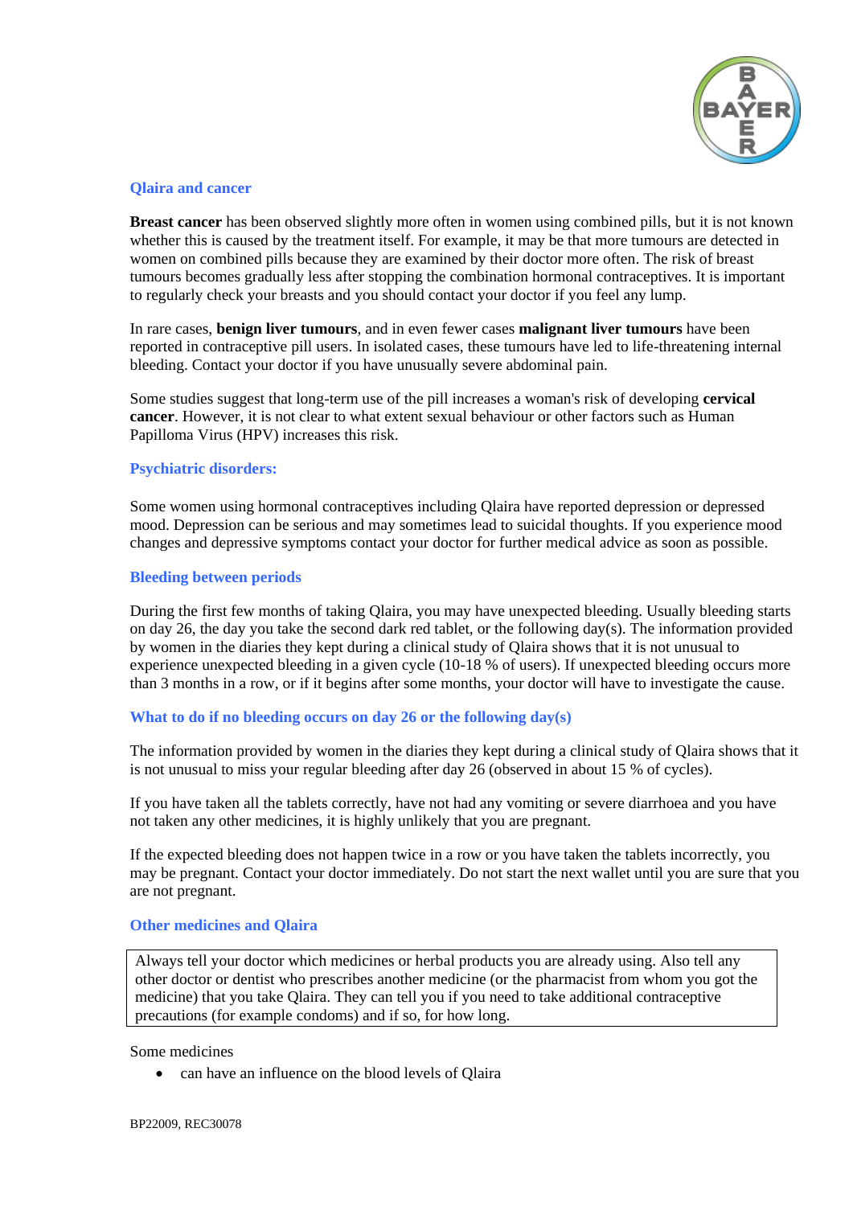### Qlaira and cancer

**Breast cancer** has been observed slightly more often in women using combined pills, but it is not known whether this is caused by the treatment itself. For example, it may be that more tumours are detected in women on combined pills because they are examined by their doctor more often. The risk of breast tumours becomes gradually less after stopping the combination hormonal contraceptives. It is important to regularly check your breasts and you should contact your doctor if you feel any lump.

In rare cases, **benign liver tumours**, and in even fewer cases **malignant liver tumours** have been reported in contraceptive pill users. In isolated cases, these tumours have led to life-threatening internal bleeding. Contact your doctor if you have unusually severe abdominal pain.

Some studies suggest that long-term use of the pill increases a woman's risk of developing **cervical cancer**. However, it is not clear to what extent sexual behaviour or other factors such as Human Papilloma Virus (HPV) increases this risk.

### Psychiatric disorders:

Some women using hormonal contraceptives including Qlaira have reported depression or depressed mood. Depression can be serious and may sometimes lead to suicidal thoughts. If you experience mood changes and depressive symptoms contact your doctor for further medical advice as soon as possible.

### Bleeding between periods

During the first few months of taking Qlaira, you may have unexpected bleeding. Usually bleeding starts on day 26, the day you take the second dark red tablet, or the following day(s). The information provided by women in the diaries they kept during a clinical study of Qlaira shows that it is not unusual to experience unexpected bleeding in a given cycle (10-18 % of users). If unexpected bleeding occurs more than 3 months in a row, or if it begins after some months, your doctor will have to investigate the cause.

### What to do if no bleeding occurs on day 26 or the following day(s)

The information provided by women in the diaries they kept during a clinical study of Qlaira shows that it is not unusual to miss your regular bleeding after day 26 (observed in about 15 % of cycles).

If you have taken all the tablets correctly, have not had any vomiting or severe diarrhoea and you have not taken any other medicines, it is highly unlikely that you are pregnant.

If the expected bleeding does not happen twice in a row or you have taken the tablets incorrectly, you may be pregnant. Contact your doctor immediately. Do not start the next wallet until you are sure that you are not pregnant.

### Other medicines and Qlaira

Always tell your doctor which medicines or herbal products you are already using. Also tell any other doctor or dentist who prescribes another medicine (or the pharmacist from whom you got the medicine) that you take Qlaira. They can tell you if you need to take additional contraceptive precautions (for example condoms) and if so, for how long.

Some medicines

- can have an influence on the blood levels of Qlaira

BP22009, REC30078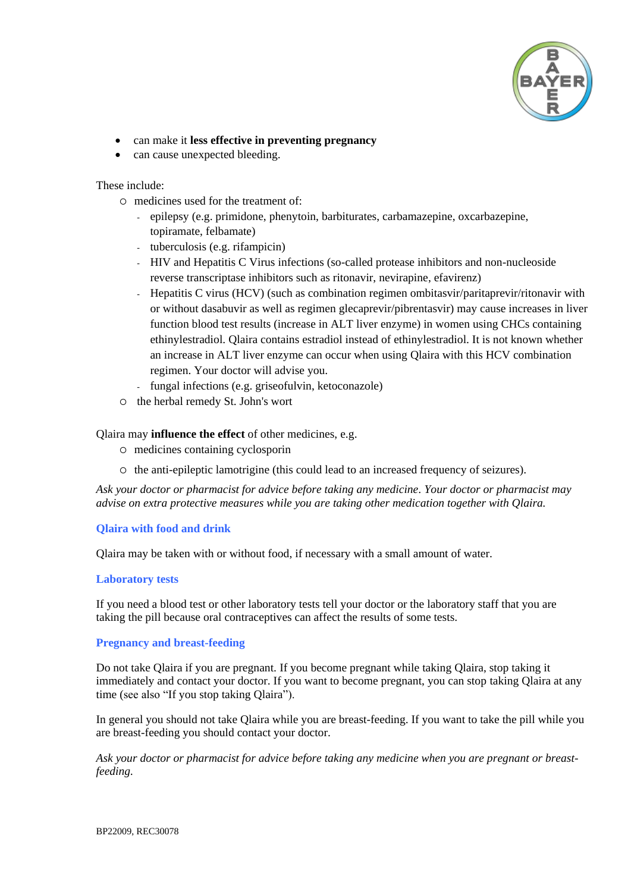- can make it **less effective in preventing pregnancy**
- can cause unexpected bleeding.

These include:

- medicines used for the treatment of:
  - epilepsy (e.g. primidone, phenytoin, barbiturates, carbamazepine, oxcarbazepine, topiramate, felbamate)
  - tuberculosis (e.g. rifampicin)
  - HIV and Hepatitis C Virus infections (so-called protease inhibitors and non-nucleoside reverse transcriptase inhibitors such as ritonavir, nevirapine, efavirenz)
  - Hepatitis C virus (HCV) (such as combination regimen ombitasvir/paritaprevir/ritonavir with or without dasabuvir as well as regimen glecaprevir/pibrentasvir) may cause increases in liver function blood test results (increase in ALT liver enzyme) in women using CHCs containing ethinylestradiol. Qlaira contains estradiol instead of ethinylestradiol. It is not known whether an increase in ALT liver enzyme can occur when using Qlaira with this HCV combination regimen. Your doctor will advise you.
  - fungal infections (e.g. griseofulvin, ketoconazole)
- the herbal remedy St. John's wort

Qlaira may **influence the effect** of other medicines, e.g.

- medicines containing cyclosporin
- the anti-epileptic lamotrigine (this could lead to an increased frequency of seizures).

*Ask your doctor or pharmacist for advice before taking any medicine. Your doctor or pharmacist may advise on extra protective measures while you are taking other medication together with Qlaira.*

### Qlaira with food and drink

Qlaira may be taken with or without food, if necessary with a small amount of water.

### Laboratory tests

If you need a blood test or other laboratory tests tell your doctor or the laboratory staff that you are taking the pill because oral contraceptives can affect the results of some tests.

### Pregnancy and breast-feeding

Do not take Qlaira if you are pregnant. If you become pregnant while taking Qlaira, stop taking it immediately and contact your doctor. If you want to become pregnant, you can stop taking Qlaira at any time (see also "If you stop taking Qlaira").

In general you should not take Qlaira while you are breast-feeding. If you want to take the pill while you are breast-feeding you should contact your doctor.

*Ask your doctor or pharmacist for advice before taking any medicine when you are pregnant or breast-feeding.*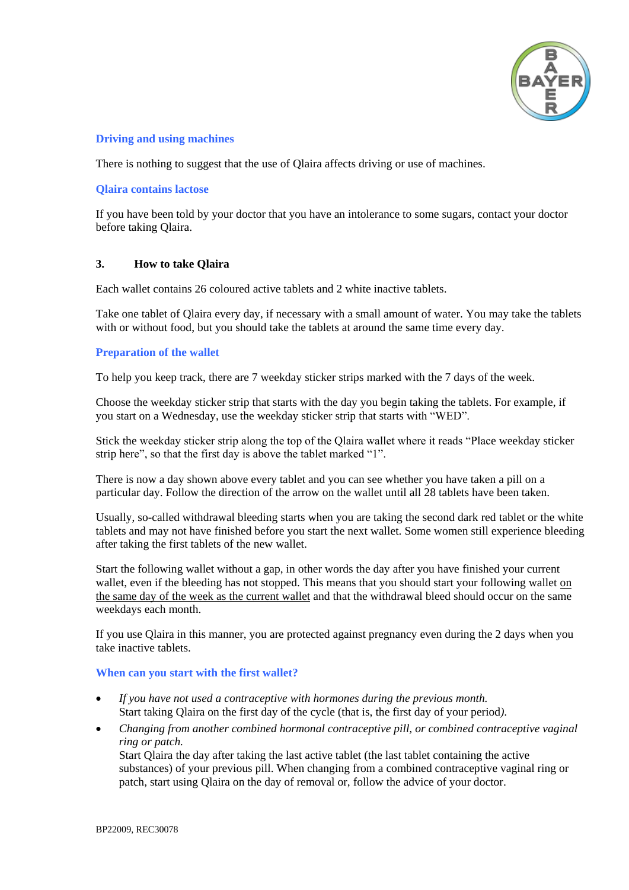### Driving and using machines

There is nothing to suggest that the use of Qlaira affects driving or use of machines.

### Qlaira contains lactose

If you have been told by your doctor that you have an intolerance to some sugars, contact your doctor before taking Qlaira.

## 3. How to take Qlaira

Each wallet contains 26 coloured active tablets and 2 white inactive tablets.

Take one tablet of Qlaira every day, if necessary with a small amount of water. You may take the tablets with or without food, but you should take the tablets at around the same time every day.

### Preparation of the wallet

To help you keep track, there are 7 weekday sticker strips marked with the 7 days of the week.

Choose the weekday sticker strip that starts with the day you begin taking the tablets. For example, if you start on a Wednesday, use the weekday sticker strip that starts with “WED”.

Stick the weekday sticker strip along the top of the Qlaira wallet where it reads “Place weekday sticker strip here”, so that the first day is above the tablet marked “1”.

There is now a day shown above every tablet and you can see whether you have taken a pill on a particular day. Follow the direction of the arrow on the wallet until all 28 tablets have been taken.

Usually, so-called withdrawal bleeding starts when you are taking the second dark red tablet or the white tablets and may not have finished before you start the next wallet. Some women still experience bleeding after taking the first tablets of the new wallet.

Start the following wallet without a gap, in other words the day after you have finished your current wallet, even if the bleeding has not stopped. This means that you should start your following wallet <u>on the same day of the week as the current wallet</u> and that the withdrawal bleed should occur on the same weekdays each month.

If you use Qlaira in this manner, you are protected against pregnancy even during the 2 days when you take inactive tablets.

### When can you start with the first wallet?

- *If you have not used a contraceptive with hormones during the previous month.*
  Start taking Qlaira on the first day of the cycle (that is, the first day of your period).
- *Changing from another combined hormonal contraceptive pill, or combined contraceptive vaginal ring or patch.*
  Start Qlaira the day after taking the last active tablet (the last tablet containing the active substances) of your previous pill. When changing from a combined contraceptive vaginal ring or patch, start using Qlaira on the day of removal or, follow the advice of your doctor.

BP22009, REC30078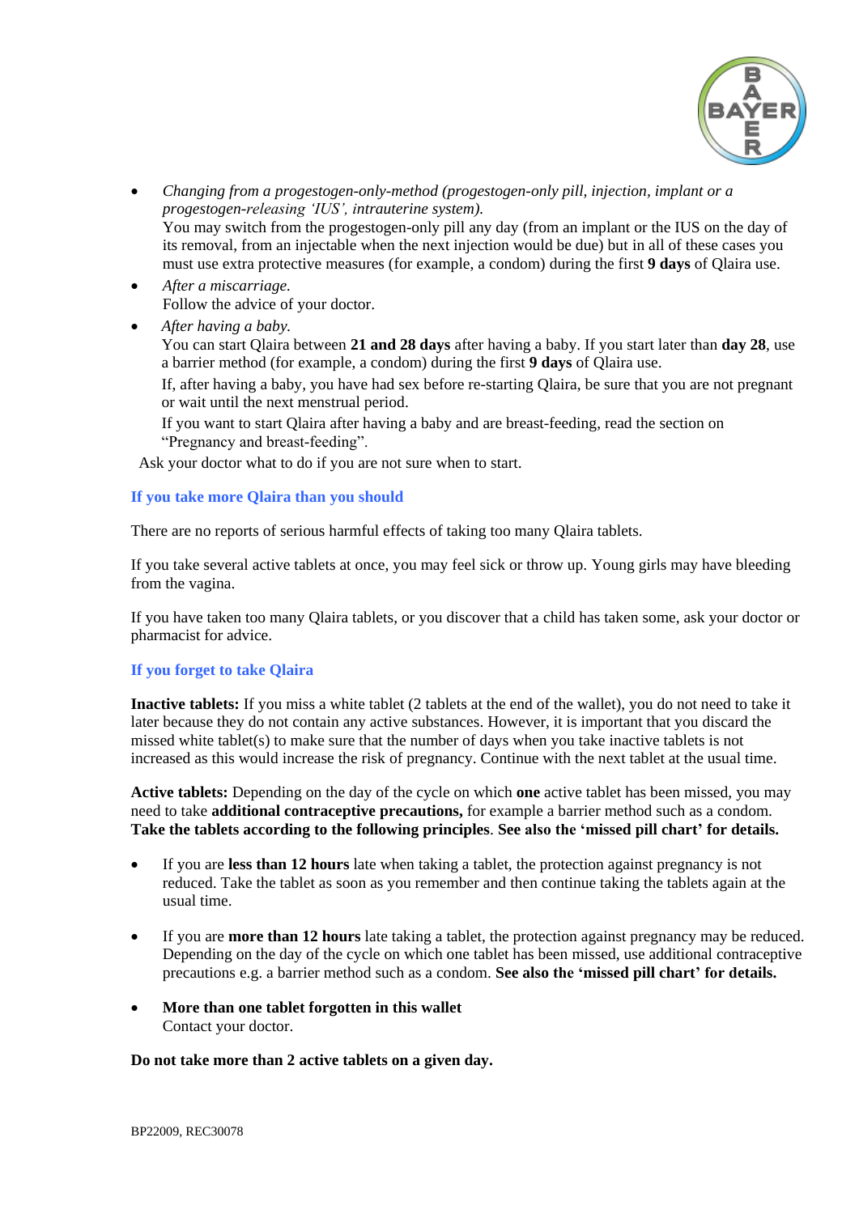- *Changing from a progestogen-only-method (progestogen-only pill, injection, implant or a progestogen-releasing 'IUS', intrauterine system).*
  You may switch from the progestogen-only pill any day (from an implant or the IUS on the day of its removal, from an injectable when the next injection would be due) but in all of these cases you must use extra protective measures (for example, a condom) during the first **9 days** of Qlaira use.
- *After a miscarriage.*
  Follow the advice of your doctor.
- *After having a baby.*
  You can start Qlaira between **21 and 28 days** after having a baby. If you start later than **day 28**, use a barrier method (for example, a condom) during the first **9 days** of Qlaira use.

  If, after having a baby, you have had sex before re-starting Qlaira, be sure that you are not pregnant or wait until the next menstrual period.

  If you want to start Qlaira after having a baby and are breast-feeding, read the section on "Pregnancy and breast-feeding".

Ask your doctor what to do if you are not sure when to start.

### If you take more Qlaira than you should

There are no reports of serious harmful effects of taking too many Qlaira tablets.

If you take several active tablets at once, you may feel sick or throw up. Young girls may have bleeding from the vagina.

If you have taken too many Qlaira tablets, or you discover that a child has taken some, ask your doctor or pharmacist for advice.

### If you forget to take Qlaira

**Inactive tablets:** If you miss a white tablet (2 tablets at the end of the wallet), you do not need to take it later because they do not contain any active substances. However, it is important that you discard the missed white tablet(s) to make sure that the number of days when you take inactive tablets is not increased as this would increase the risk of pregnancy. Continue with the next tablet at the usual time.

**Active tablets:** Depending on the day of the cycle on which **one** active tablet has been missed, you may need to take **additional contraceptive precautions,** for example a barrier method such as a condom. **Take the tablets according to the following principles**. **See also the 'missed pill chart' for details.**

- If you are **less than 12 hours** late when taking a tablet, the protection against pregnancy is not reduced. Take the tablet as soon as you remember and then continue taking the tablets again at the usual time.

- If you are **more than 12 hours** late taking a tablet, the protection against pregnancy may be reduced. Depending on the day of the cycle on which one tablet has been missed, use additional contraceptive precautions e.g. a barrier method such as a condom. **See also the 'missed pill chart' for details.**

- **More than one tablet forgotten in this wallet**
  Contact your doctor.

**Do not take more than 2 active tablets on a given day.**

BP22009, REC30078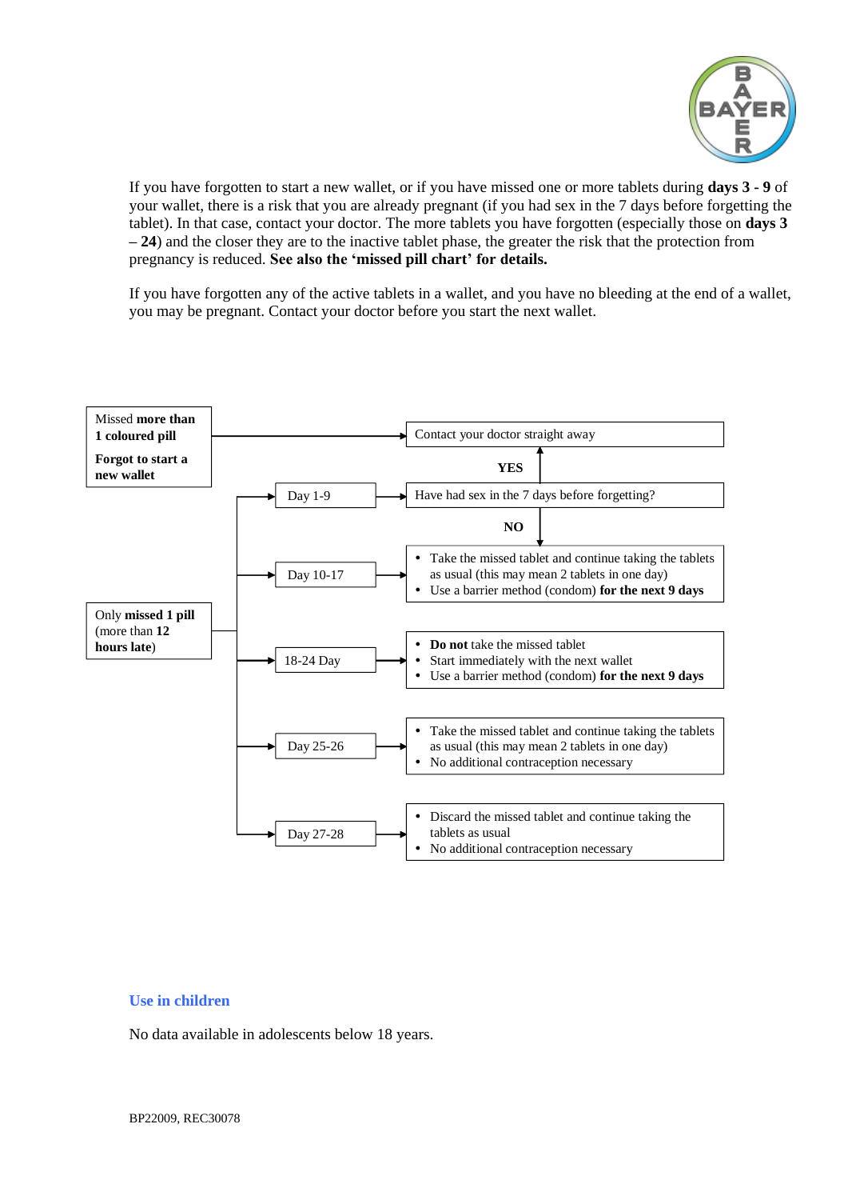If you have forgotten to start a new wallet, or if you have missed one or more tablets during **days 3 - 9** of your wallet, there is a risk that you are already pregnant (if you had sex in the 7 days before forgetting the tablet). In that case, contact your doctor. The more tablets you have forgotten (especially those on **days 3 – 24**) and the closer they are to the inactive tablet phase, the greater the risk that the protection from pregnancy is reduced. **See also the 'missed pill chart' for details.**

If you have forgotten any of the active tablets in a wallet, and you have no bleeding at the end of a wallet, you may be pregnant. Contact your doctor before you start the next wallet.

**Missed pill chart**

- Missed **more than 1 coloured pill** / **Forgot to start a new wallet** → Contact your doctor straight away
- Only **missed 1 pill** (more than **12 hours late**):
  - **Day 1-9** → Have had sex in the 7 days before forgetting?
    - **YES** → Contact your doctor straight away
    - **NO** → Take the missed tablet and continue taking the tablets as usual (this may mean 2 tablets in one day); use a barrier method (condom) **for the next 9 days**
  - **Day 10-17** →
    - Take the missed tablet and continue taking the tablets as usual (this may mean 2 tablets in one day)
    - Use a barrier method (condom) **for the next 9 days**
  - **18-24 Day** →
    - **Do not** take the missed tablet
    - Start immediately with the next wallet
    - Use a barrier method (condom) **for the next 9 days**
  - **Day 25-26** →
    - Take the missed tablet and continue taking the tablets as usual (this may mean 2 tablets in one day)
    - No additional contraception necessary
  - **Day 27-28** →
    - Discard the missed tablet and continue taking the tablets as usual
    - No additional contraception necessary

## Use in children

No data available in adolescents below 18 years.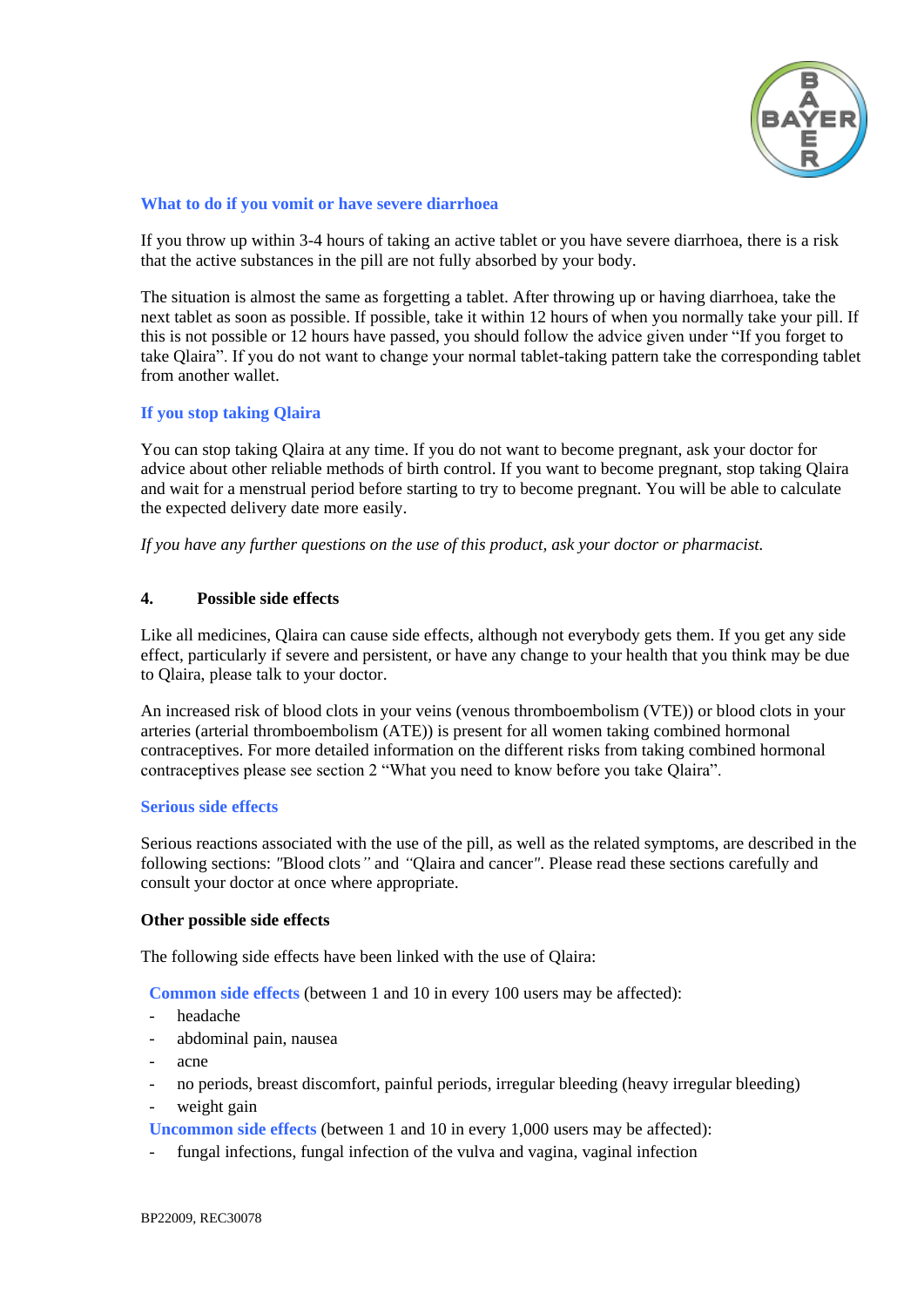### What to do if you vomit or have severe diarrhoea

If you throw up within 3-4 hours of taking an active tablet or you have severe diarrhoea, there is a risk that the active substances in the pill are not fully absorbed by your body.

The situation is almost the same as forgetting a tablet. After throwing up or having diarrhoea, take the next tablet as soon as possible. If possible, take it within 12 hours of when you normally take your pill. If this is not possible or 12 hours have passed, you should follow the advice given under "If you forget to take Qlaira". If you do not want to change your normal tablet-taking pattern take the corresponding tablet from another wallet.

### If you stop taking Qlaira

You can stop taking Qlaira at any time. If you do not want to become pregnant, ask your doctor for advice about other reliable methods of birth control. If you want to become pregnant, stop taking Qlaira and wait for a menstrual period before starting to try to become pregnant. You will be able to calculate the expected delivery date more easily.

*If you have any further questions on the use of this product, ask your doctor or pharmacist.*

## 4. Possible side effects

Like all medicines, Qlaira can cause side effects, although not everybody gets them. If you get any side effect, particularly if severe and persistent, or have any change to your health that you think may be due to Qlaira, please talk to your doctor.

An increased risk of blood clots in your veins (venous thromboembolism (VTE)) or blood clots in your arteries (arterial thromboembolism (ATE)) is present for all women taking combined hormonal contraceptives. For more detailed information on the different risks from taking combined hormonal contraceptives please see section 2 "What you need to know before you take Qlaira".

### Serious side effects

Serious reactions associated with the use of the pill, as well as the related symptoms, are described in the following sections: "Blood clots" and "Qlaira and cancer". Please read these sections carefully and consult your doctor at once where appropriate.

**Other possible side effects**

The following side effects have been linked with the use of Qlaira:

**Common side effects** (between 1 and 10 in every 100 users may be affected):

- headache
- abdominal pain, nausea
- acne
- no periods, breast discomfort, painful periods, irregular bleeding (heavy irregular bleeding)
- weight gain

**Uncommon side effects** (between 1 and 10 in every 1,000 users may be affected):

- fungal infections, fungal infection of the vulva and vagina, vaginal infection

BP22009, REC30078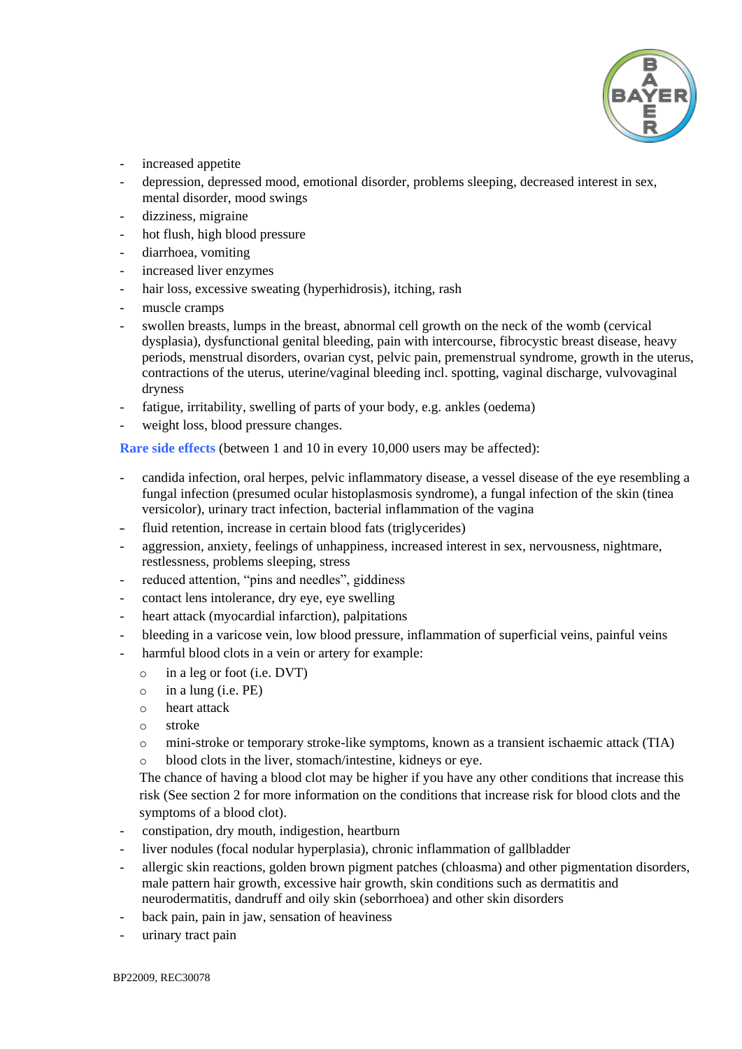- increased appetite
- depression, depressed mood, emotional disorder, problems sleeping, decreased interest in sex, mental disorder, mood swings
- dizziness, migraine
- hot flush, high blood pressure
- diarrhoea, vomiting
- increased liver enzymes
- hair loss, excessive sweating (hyperhidrosis), itching, rash
- muscle cramps
- swollen breasts, lumps in the breast, abnormal cell growth on the neck of the womb (cervical dysplasia), dysfunctional genital bleeding, pain with intercourse, fibrocystic breast disease, heavy periods, menstrual disorders, ovarian cyst, pelvic pain, premenstrual syndrome, growth in the uterus, contractions of the uterus, uterine/vaginal bleeding incl. spotting, vaginal discharge, vulvovaginal dryness
- fatigue, irritability, swelling of parts of your body, e.g. ankles (oedema)
- weight loss, blood pressure changes.

**Rare side effects** (between 1 and 10 in every 10,000 users may be affected):

- candida infection, oral herpes, pelvic inflammatory disease, a vessel disease of the eye resembling a fungal infection (presumed ocular histoplasmosis syndrome), a fungal infection of the skin (tinea versicolor), urinary tract infection, bacterial inflammation of the vagina
- fluid retention, increase in certain blood fats (triglycerides)
- aggression, anxiety, feelings of unhappiness, increased interest in sex, nervousness, nightmare, restlessness, problems sleeping, stress
- reduced attention, "pins and needles", giddiness
- contact lens intolerance, dry eye, eye swelling
- heart attack (myocardial infarction), palpitations
- bleeding in a varicose vein, low blood pressure, inflammation of superficial veins, painful veins
- harmful blood clots in a vein or artery for example:
  - in a leg or foot (i.e. DVT)
  - in a lung (i.e. PE)
  - heart attack
  - stroke
  - mini-stroke or temporary stroke-like symptoms, known as a transient ischaemic attack (TIA)
  - blood clots in the liver, stomach/intestine, kidneys or eye.

  The chance of having a blood clot may be higher if you have any other conditions that increase this risk (See section 2 for more information on the conditions that increase risk for blood clots and the symptoms of a blood clot).
- constipation, dry mouth, indigestion, heartburn
- liver nodules (focal nodular hyperplasia), chronic inflammation of gallbladder
- allergic skin reactions, golden brown pigment patches (chloasma) and other pigmentation disorders, male pattern hair growth, excessive hair growth, skin conditions such as dermatitis and neurodermatitis, dandruff and oily skin (seborrhoea) and other skin disorders
- back pain, pain in jaw, sensation of heaviness
- urinary tract pain

BP22009, REC30078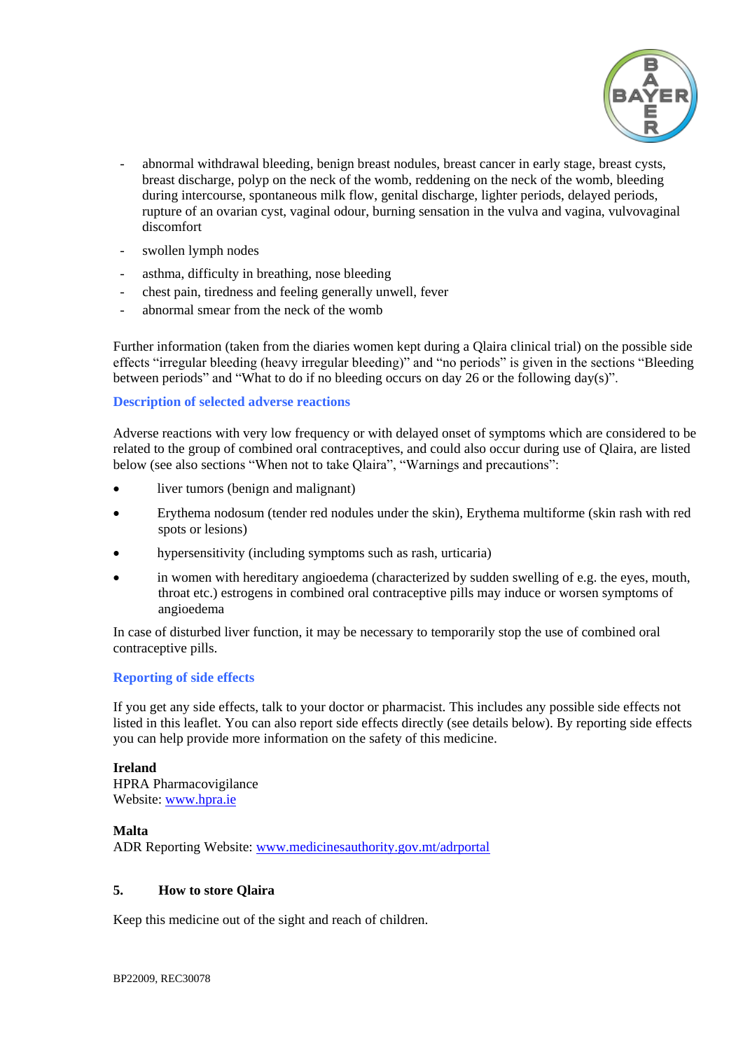- abnormal withdrawal bleeding, benign breast nodules, breast cancer in early stage, breast cysts, breast discharge, polyp on the neck of the womb, reddening on the neck of the womb, bleeding during intercourse, spontaneous milk flow, genital discharge, lighter periods, delayed periods, rupture of an ovarian cyst, vaginal odour, burning sensation in the vulva and vagina, vulvovaginal discomfort
- swollen lymph nodes
- asthma, difficulty in breathing, nose bleeding
- chest pain, tiredness and feeling generally unwell, fever
- abnormal smear from the neck of the womb

Further information (taken from the diaries women kept during a Qlaira clinical trial) on the possible side effects "irregular bleeding (heavy irregular bleeding)" and "no periods" is given in the sections "Bleeding between periods" and "What to do if no bleeding occurs on day 26 or the following day(s)".

### Description of selected adverse reactions

Adverse reactions with very low frequency or with delayed onset of symptoms which are considered to be related to the group of combined oral contraceptives, and could also occur during use of Qlaira, are listed below (see also sections "When not to take Qlaira", "Warnings and precautions":

- liver tumors (benign and malignant)
- Erythema nodosum (tender red nodules under the skin), Erythema multiforme (skin rash with red spots or lesions)
- hypersensitivity (including symptoms such as rash, urticaria)
- in women with hereditary angioedema (characterized by sudden swelling of e.g. the eyes, mouth, throat etc.) estrogens in combined oral contraceptive pills may induce or worsen symptoms of angioedema

In case of disturbed liver function, it may be necessary to temporarily stop the use of combined oral contraceptive pills.

### Reporting of side effects

If you get any side effects, talk to your doctor or pharmacist. This includes any possible side effects not listed in this leaflet. You can also report side effects directly (see details below). By reporting side effects you can help provide more information on the safety of this medicine.

**Ireland**
HPRA Pharmacovigilance
Website: www.hpra.ie

**Malta**
ADR Reporting Website: www.medicinesauthority.gov.mt/adrportal

## 5. How to store Qlaira

Keep this medicine out of the sight and reach of children.

BP22009, REC30078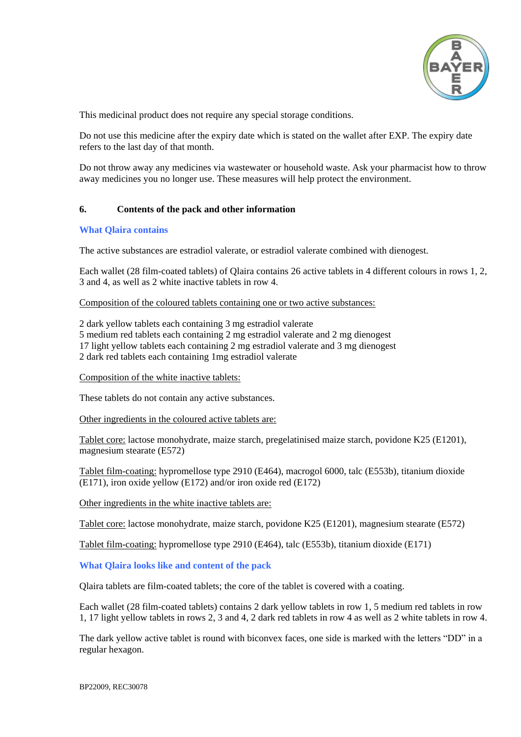This medicinal product does not require any special storage conditions.

Do not use this medicine after the expiry date which is stated on the wallet after EXP. The expiry date refers to the last day of that month.

Do not throw away any medicines via wastewater or household waste. Ask your pharmacist how to throw away medicines you no longer use. These measures will help protect the environment.

## 6. Contents of the pack and other information

### What Qlaira contains

The active substances are estradiol valerate, or estradiol valerate combined with dienogest.

Each wallet (28 film-coated tablets) of Qlaira contains 26 active tablets in 4 different colours in rows 1, 2, 3 and 4, as well as 2 white inactive tablets in row 4.

Composition of the coloured tablets containing one or two active substances:

2 dark yellow tablets each containing 3 mg estradiol valerate
5 medium red tablets each containing 2 mg estradiol valerate and 2 mg dienogest
17 light yellow tablets each containing 2 mg estradiol valerate and 3 mg dienogest
2 dark red tablets each containing 1mg estradiol valerate

Composition of the white inactive tablets:

These tablets do not contain any active substances.

Other ingredients in the coloured active tablets are:

Tablet core: lactose monohydrate, maize starch, pregelatinised maize starch, povidone K25 (E1201), magnesium stearate (E572)

Tablet film-coating: hypromellose type 2910 (E464), macrogol 6000, talc (E553b), titanium dioxide (E171), iron oxide yellow (E172) and/or iron oxide red (E172)

Other ingredients in the white inactive tablets are:

Tablet core: lactose monohydrate, maize starch, povidone K25 (E1201), magnesium stearate (E572)

Tablet film-coating: hypromellose type 2910 (E464), talc (E553b), titanium dioxide (E171)

### What Qlaira looks like and content of the pack

Qlaira tablets are film-coated tablets; the core of the tablet is covered with a coating.

Each wallet (28 film-coated tablets) contains 2 dark yellow tablets in row 1, 5 medium red tablets in row 1, 17 light yellow tablets in rows 2, 3 and 4, 2 dark red tablets in row 4 as well as 2 white tablets in row 4.

The dark yellow active tablet is round with biconvex faces, one side is marked with the letters “DD” in a regular hexagon.

BP22009, REC30078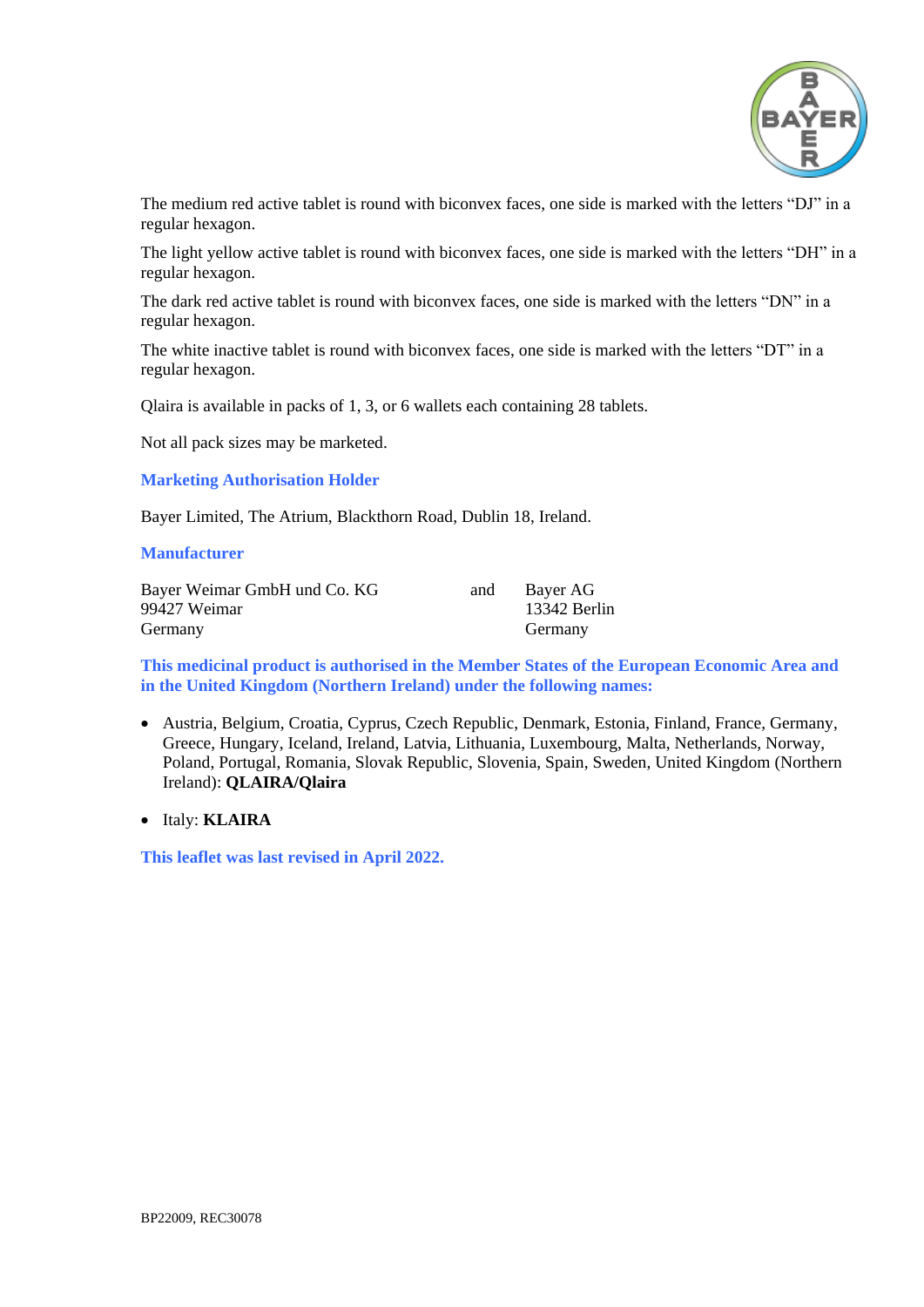The medium red active tablet is round with biconvex faces, one side is marked with the letters "DJ" in a regular hexagon.

The light yellow active tablet is round with biconvex faces, one side is marked with the letters "DH" in a regular hexagon.

The dark red active tablet is round with biconvex faces, one side is marked with the letters "DN" in a regular hexagon.

The white inactive tablet is round with biconvex faces, one side is marked with the letters "DT" in a regular hexagon.

Qlaira is available in packs of 1, 3, or 6 wallets each containing 28 tablets.

Not all pack sizes may be marketed.

### Marketing Authorisation Holder

Bayer Limited, The Atrium, Blackthorn Road, Dublin 18, Ireland.

### Manufacturer

Bayer Weimar GmbH und Co. KG
99427 Weimar
Germany

and

Bayer AG
13342 Berlin
Germany

### This medicinal product is authorised in the Member States of the European Economic Area and in the United Kingdom (Northern Ireland) under the following names:

- Austria, Belgium, Croatia, Cyprus, Czech Republic, Denmark, Estonia, Finland, France, Germany, Greece, Hungary, Iceland, Ireland, Latvia, Lithuania, Luxembourg, Malta, Netherlands, Norway, Poland, Portugal, Romania, Slovak Republic, Slovenia, Spain, Sweden, United Kingdom (Northern Ireland): **QLAIRA/Qlaira**
- Italy: **KLAIRA**

### This leaflet was last revised in April 2022.

BP22009, REC30078